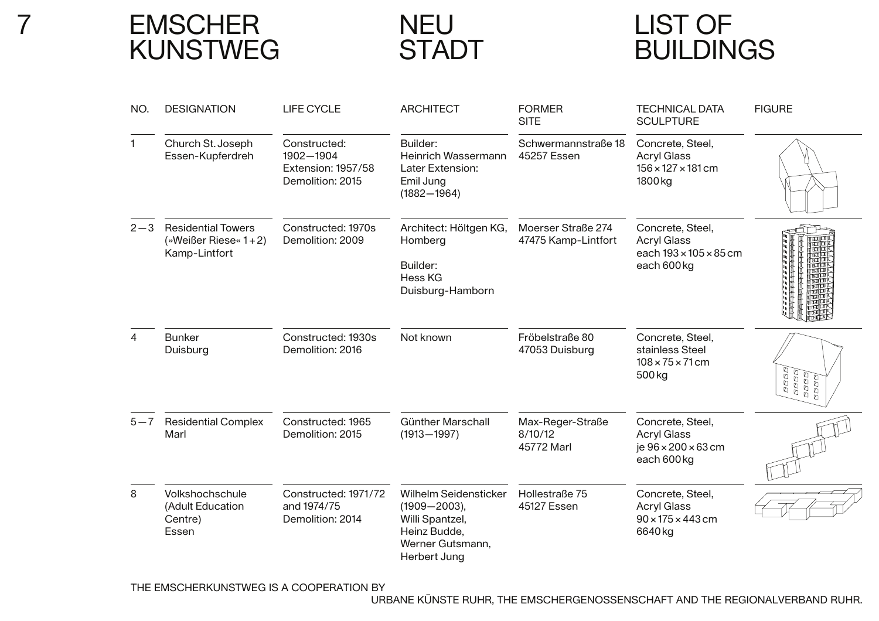# EMSCHER KUNSTWEG

# NEU STADT

# LIST OF BUILDINGS

| NO. | DESIGNATION | LIFE CYCLE | ARCHITECT | FORMER SITE | TECHNICAL DATA SCULPTURE | FIGURE |
|---|---|---|---|---|---|---|
| 1 | Church St. Joseph<br>Essen-Kupferdreh | Constructed:<br>1902—1904<br>Extension: 1957/58<br>Demolition: 2015 | Builder:<br>Heinrich Wassermann<br>Later Extension:<br>Emil Jung<br>(1882—1964) | Schwermannstraße 18<br>45257 Essen | Concrete, Steel,<br>Acryl Glass<br>156 × 127 × 181 cm<br>1800 kg | |
| 2—3 | Residential Towers<br>(»Weißer Riese« 1 + 2)<br>Kamp-Lintfort | Constructed: 1970s<br>Demolition: 2009 | Architect: Höltgen KG,<br>Homberg<br><br>Builder:<br>Hess KG<br>Duisburg-Hamborn | Moerser Straße 274<br>47475 Kamp-Lintfort | Concrete, Steel,<br>Acryl Glass<br>each 193 × 105 × 85 cm<br>each 600 kg | |
| 4 | Bunker<br>Duisburg | Constructed: 1930s<br>Demolition: 2016 | Not known | Fröbelstraße 80<br>47053 Duisburg | Concrete, Steel,<br>stainless Steel<br>108 × 75 × 71 cm<br>500 kg | |
| 5—7 | Residential Complex<br>Marl | Constructed: 1965<br>Demolition: 2015 | Günther Marschall<br>(1913—1997) | Max-Reger-Straße<br>8/10/12<br>45772 Marl | Concrete, Steel,<br>Acryl Glass<br>je 96 × 200 × 63 cm<br>each 600 kg | |
| 8 | Volkshochschule<br>(Adult Education<br>Centre)<br>Essen | Constructed: 1971/72<br>and 1974/75<br>Demolition: 2014 | Wilhelm Seidensticker<br>(1909—2003),<br>Willi Spantzel,<br>Heinz Budde,<br>Werner Gutsmann,<br>Herbert Jung | Hollestraße 75<br>45127 Essen | Concrete, Steel,<br>Acryl Glass<br>90 × 175 × 443 cm<br>6640 kg | |

THE EMSCHERKUNSTWEG IS A COOPERATION BY URBANE KÜNSTE RUHR, THE EMSCHERGENOSSENSCHAFT AND THE REGIONALVERBAND RUHR.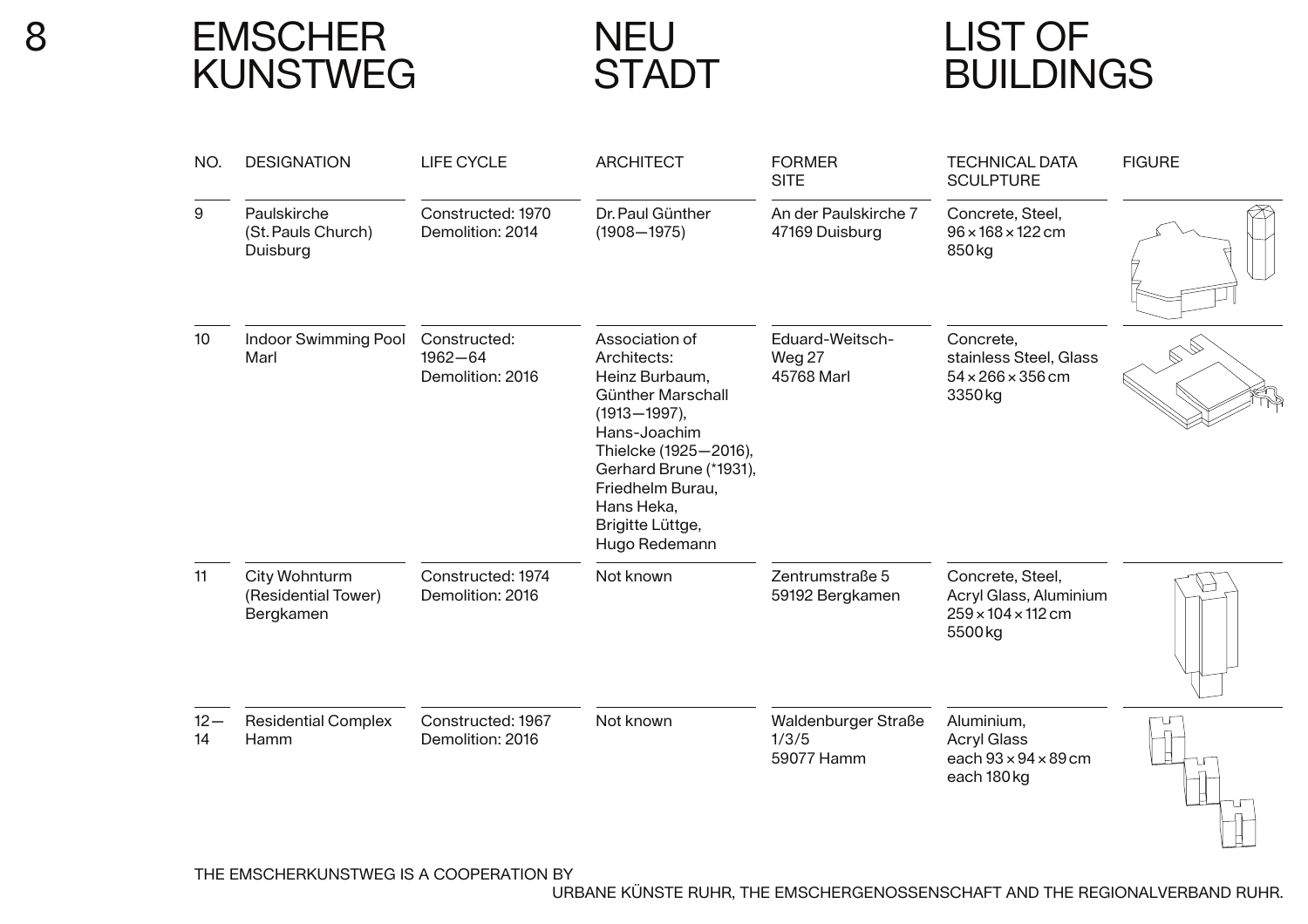# EMSCHER KUNSTWEG

# NEU STADT

# LIST OF BUILDINGS

| NO. | DESIGNATION | LIFE CYCLE | ARCHITECT | FORMER SITE | TECHNICAL DATA SCULPTURE | FIGURE |
|---|---|---|---|---|---|---|
| 9 | Paulskirche (St. Pauls Church) Duisburg | Constructed: 1970 Demolition: 2014 | Dr. Paul Günther (1908—1975) | An der Paulskirche 7 47169 Duisburg | Concrete, Steel, 96 × 168 × 122 cm 850 kg | |
| 10 | Indoor Swimming Pool Marl | Constructed: 1962—64 Demolition: 2016 | Association of Architects: Heinz Burbaum, Günther Marschall (1913—1997), Hans-Joachim Thielcke (1925—2016), Gerhard Brune (*1931), Friedhelm Burau, Hans Heka, Brigitte Lüttge, Hugo Redemann | Eduard-Weitsch-Weg 27 45768 Marl | Concrete, stainless Steel, Glass 54 × 266 × 356 cm 3350 kg | |
| 11 | City Wohnturm (Residential Tower) Bergkamen | Constructed: 1974 Demolition: 2016 | Not known | Zentrumstraße 5 59192 Bergkamen | Concrete, Steel, Acryl Glass, Aluminium 259 × 104 × 112 cm 5500 kg | |
| 12—14 | Residential Complex Hamm | Constructed: 1967 Demolition: 2016 | Not known | Waldenburger Straße 1/3/5 59077 Hamm | Aluminium, Acryl Glass each 93 × 94 × 89 cm each 180 kg | |

THE EMSCHERKUNSTWEG IS A COOPERATION BY URBANE KÜNSTE RUHR, THE EMSCHERGENOSSENSCHAFT AND THE REGIONALVERBAND RUHR.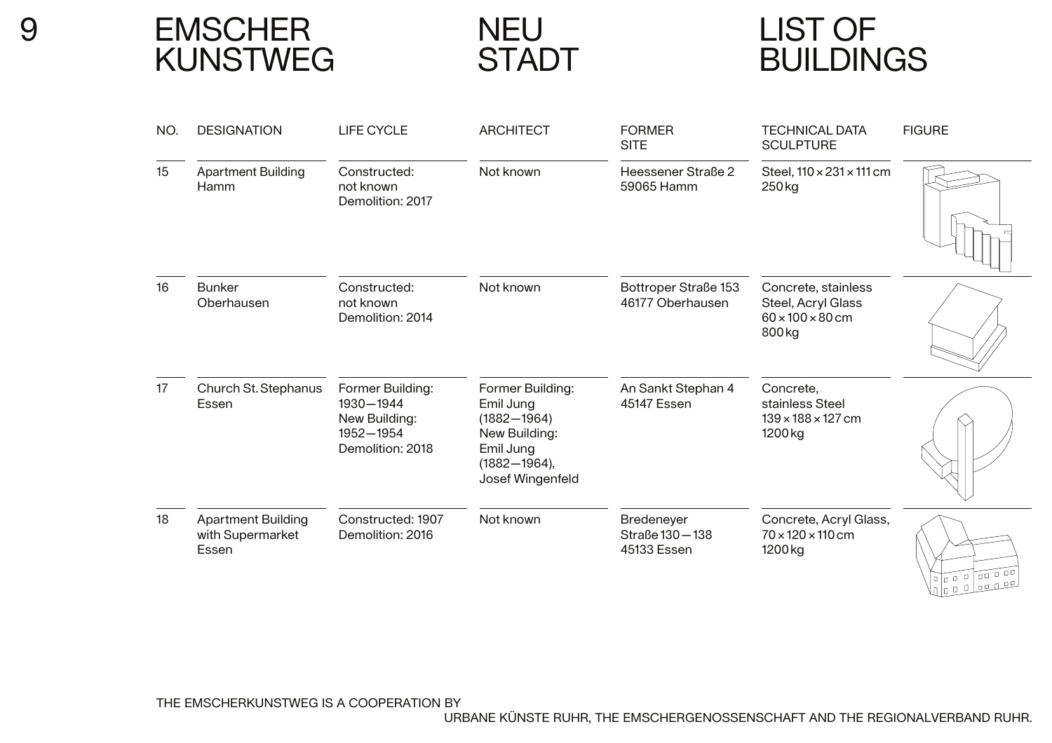# EMSCHER KUNSTWEG

# NEU STADT

# LIST OF BUILDINGS

| NO. | DESIGNATION | LIFE CYCLE | ARCHITECT | FORMER SITE | TECHNICAL DATA SCULPTURE | FIGURE |
|---|---|---|---|---|---|---|
| 15 | Apartment Building Hamm | Constructed: not known<br>Demolition: 2017 | Not known | Heessener Straße 2<br>59065 Hamm | Steel, 110 × 231 × 111 cm<br>250 kg | |
| 16 | Bunker Oberhausen | Constructed: not known<br>Demolition: 2014 | Not known | Bottroper Straße 153<br>46177 Oberhausen | Concrete, stainless Steel, Acryl Glass<br>60 × 100 × 80 cm<br>800 kg | |
| 17 | Church St. Stephanus Essen | Former Building: 1930—1944<br>New Building: 1952—1954<br>Demolition: 2018 | Former Building: Emil Jung (1882—1964)<br>New Building: Emil Jung (1882—1964), Josef Wingenfeld | An Sankt Stephan 4<br>45147 Essen | Concrete, stainless Steel<br>139 × 188 × 127 cm<br>1200 kg | |
| 18 | Apartment Building with Supermarket Essen | Constructed: 1907<br>Demolition: 2016 | Not known | Bredeneyer Straße 130—138<br>45133 Essen | Concrete, Acryl Glass,<br>70 × 120 × 110 cm<br>1200 kg | |

THE EMSCHERKUNSTWEG IS A COOPERATION BY URBANE KÜNSTE RUHR, THE EMSCHERGENOSSENSCHAFT AND THE REGIONALVERBAND RUHR.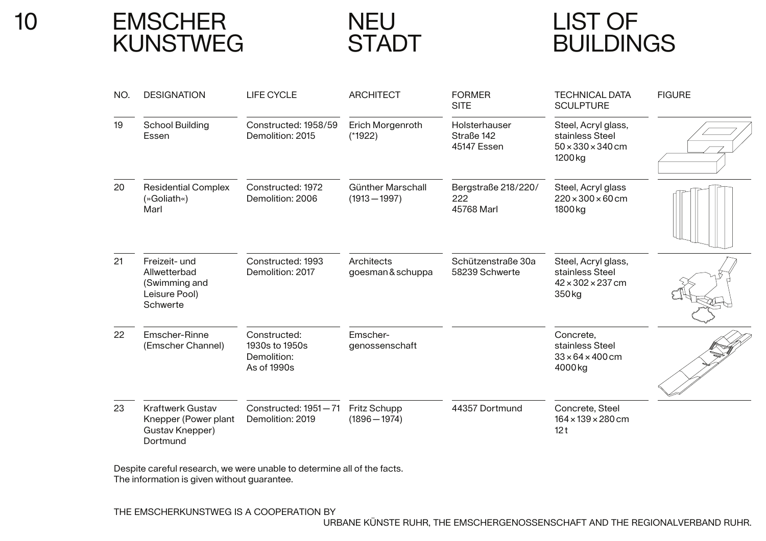# EMSCHER KUNSTWEG

# NEU STADT

# LIST OF BUILDINGS

| NO. | DESIGNATION | LIFE CYCLE | ARCHITECT | FORMER SITE | TECHNICAL DATA SCULPTURE | FIGURE |
|---|---|---|---|---|---|---|
| 19 | School Building Essen | Constructed: 1958/59 Demolition: 2015 | Erich Morgenroth (*1922) | Holsterhauser Straße 142 45147 Essen | Steel, Acryl glass, stainless Steel 50 × 330 × 340 cm 1200 kg | |
| 20 | Residential Complex (»Goliath«) Marl | Constructed: 1972 Demolition: 2006 | Günther Marschall (1913 — 1997) | Bergstraße 218/220/222 45768 Marl | Steel, Acryl glass 220 × 300 × 60 cm 1800 kg | |
| 21 | Freizeit- und Allwetterbad (Swimming and Leisure Pool) Schwerte | Constructed: 1993 Demolition: 2017 | Architects goesman & schuppa | Schützenstraße 30a 58239 Schwerte | Steel, Acryl glass, stainless Steel 42 × 302 × 237 cm 350 kg | |
| 22 | Emscher-Rinne (Emscher Channel) | Constructed: 1930s to 1950s Demolition: As of 1990s | Emscher-genossenschaft | | Concrete, stainless Steel 33 × 64 × 400 cm 4000 kg | |
| 23 | Kraftwerk Gustav Knepper (Power plant Gustav Knepper) Dortmund | Constructed: 1951 — 71 Demolition: 2019 | Fritz Schupp (1896 — 1974) | 44357 Dortmund | Concrete, Steel 164 × 139 × 280 cm 12 t | |

Despite careful research, we were unable to determine all of the facts.
The information is given without guarantee.

THE EMSCHERKUNSTWEG IS A COOPERATION BY
URBANE KÜNSTE RUHR, THE EMSCHERGENOSSENSCHAFT AND THE REGIONALVERBAND RUHR.